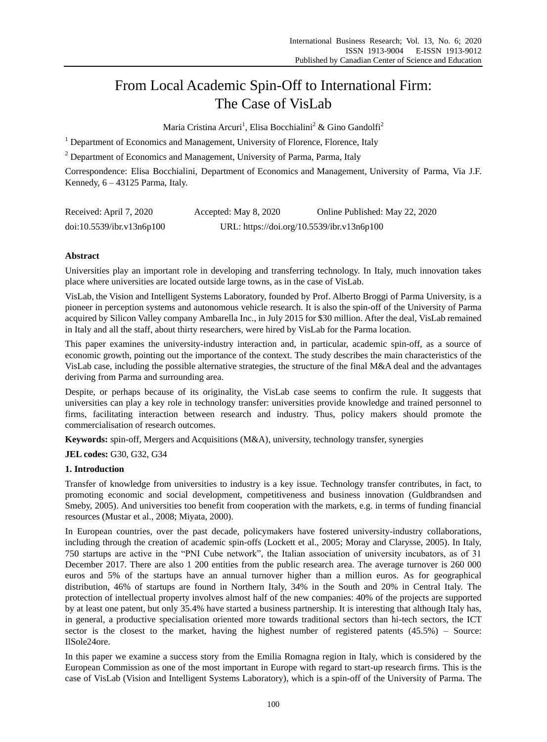# From Local Academic Spin-Off to International Firm: The Case of VisLab

Maria Cristina Arcuri[1], Elisa Bocchialini[2] & Gino Gandolfi[2]

[1] Department of Economics and Management, University of Florence, Florence, Italy

[2] Department of Economics and Management, University of Parma, Parma, Italy

Correspondence: Elisa Bocchialini, Department of Economics and Management, University of Parma, Via J.F. Kennedy, 6 – 43125 Parma, Italy.

Received: April 7, 2020 Accepted: May 8, 2020 Online Published: May 22, 2020

doi:10.5539/ibr.v13n6p100 URL: https://doi.org/10.5539/ibr.v13n6p100

**Abstract**

Universities play an important role in developing and transferring technology. In Italy, much innovation takes place where universities are located outside large towns, as in the case of VisLab.

VisLab, the Vision and Intelligent Systems Laboratory, founded by Prof. Alberto Broggi of Parma University, is a pioneer in perception systems and autonomous vehicle research. It is also the spin-off of the University of Parma acquired by Silicon Valley company Ambarella Inc., in July 2015 for $30 million. After the deal, VisLab remained in Italy and all the staff, about thirty researchers, were hired by VisLab for the Parma location.

This paper examines the university-industry interaction and, in particular, academic spin-off, as a source of economic growth, pointing out the importance of the context. The study describes the main characteristics of the VisLab case, including the possible alternative strategies, the structure of the final M&A deal and the advantages deriving from Parma and surrounding area.

Despite, or perhaps because of its originality, the VisLab case seems to confirm the rule. It suggests that universities can play a key role in technology transfer: universities provide knowledge and trained personnel to firms, facilitating interaction between research and industry. Thus, policy makers should promote the commercialisation of research outcomes.

**Keywords:** spin-off, Mergers and Acquisitions (M&A), university, technology transfer, synergies

**JEL codes:** G30, G32, G34

## 1. Introduction

Transfer of knowledge from universities to industry is a key issue. Technology transfer contributes, in fact, to promoting economic and social development, competitiveness and business innovation (Guldbrandsen and Smeby, 2005). And universities too benefit from cooperation with the markets, e.g. in terms of funding financial resources (Mustar et al., 2008; Miyata, 2000).

In European countries, over the past decade, policymakers have fostered university-industry collaborations, including through the creation of academic spin-offs (Lockett et al., 2005; Moray and Clarysse, 2005). In Italy, 750 startups are active in the "PNI Cube network", the Italian association of university incubators, as of 31 December 2017. There are also 1 200 entities from the public research area. The average turnover is 260 000 euros and 5% of the startups have an annual turnover higher than a million euros. As for geographical distribution, 46% of startups are found in Northern Italy, 34% in the South and 20% in Central Italy. The protection of intellectual property involves almost half of the new companies: 40% of the projects are supported by at least one patent, but only 35.4% have started a business partnership. It is interesting that although Italy has, in general, a productive specialisation oriented more towards traditional sectors than hi-tech sectors, the ICT sector is the closest to the market, having the highest number of registered patents (45.5%) – Source: IlSole24ore.

In this paper we examine a success story from the Emilia Romagna region in Italy, which is considered by the European Commission as one of the most important in Europe with regard to start-up research firms. This is the case of VisLab (Vision and Intelligent Systems Laboratory), which is a spin-off of the University of Parma. The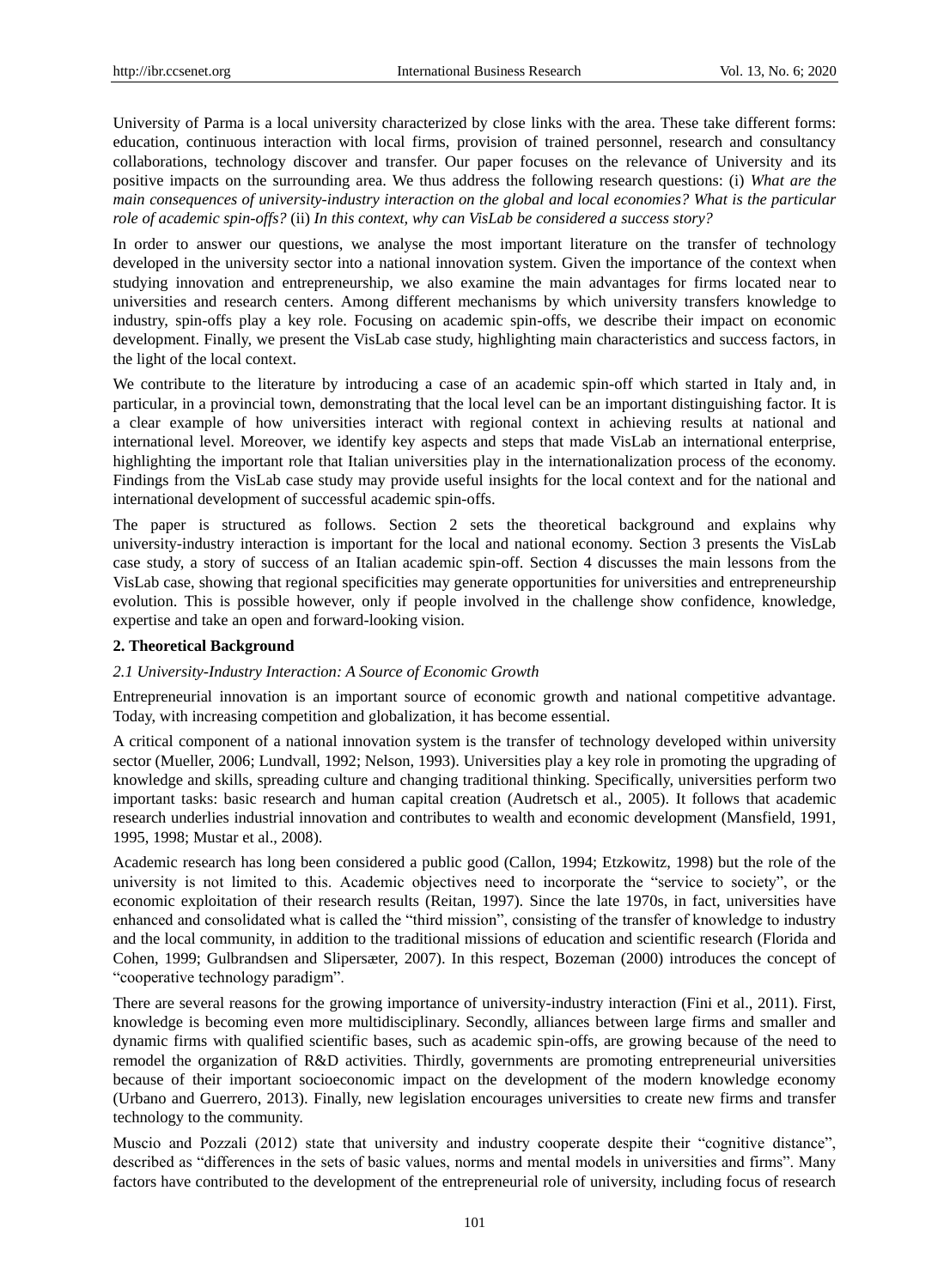University of Parma is a local university characterized by close links with the area. These take different forms: education, continuous interaction with local firms, provision of trained personnel, research and consultancy collaborations, technology discover and transfer. Our paper focuses on the relevance of University and its positive impacts on the surrounding area. We thus address the following research questions: (i) *What are the main consequences of university-industry interaction on the global and local economies? What is the particular role of academic spin-offs?* (ii) *In this context, why can VisLab be considered a success story?*

In order to answer our questions, we analyse the most important literature on the transfer of technology developed in the university sector into a national innovation system. Given the importance of the context when studying innovation and entrepreneurship, we also examine the main advantages for firms located near to universities and research centers. Among different mechanisms by which university transfers knowledge to industry, spin-offs play a key role. Focusing on academic spin-offs, we describe their impact on economic development. Finally, we present the VisLab case study, highlighting main characteristics and success factors, in the light of the local context.

We contribute to the literature by introducing a case of an academic spin-off which started in Italy and, in particular, in a provincial town, demonstrating that the local level can be an important distinguishing factor. It is a clear example of how universities interact with regional context in achieving results at national and international level. Moreover, we identify key aspects and steps that made VisLab an international enterprise, highlighting the important role that Italian universities play in the internationalization process of the economy. Findings from the VisLab case study may provide useful insights for the local context and for the national and international development of successful academic spin-offs.

The paper is structured as follows. Section 2 sets the theoretical background and explains why university-industry interaction is important for the local and national economy. Section 3 presents the VisLab case study, a story of success of an Italian academic spin-off. Section 4 discusses the main lessons from the VisLab case, showing that regional specificities may generate opportunities for universities and entrepreneurship evolution. This is possible however, only if people involved in the challenge show confidence, knowledge, expertise and take an open and forward-looking vision.

## 2. Theoretical Background

### *2.1 University-Industry Interaction: A Source of Economic Growth*

Entrepreneurial innovation is an important source of economic growth and national competitive advantage. Today, with increasing competition and globalization, it has become essential.

A critical component of a national innovation system is the transfer of technology developed within university sector (Mueller, 2006; Lundvall, 1992; Nelson, 1993). Universities play a key role in promoting the upgrading of knowledge and skills, spreading culture and changing traditional thinking. Specifically, universities perform two important tasks: basic research and human capital creation (Audretsch et al., 2005). It follows that academic research underlies industrial innovation and contributes to wealth and economic development (Mansfield, 1991, 1995, 1998; Mustar et al., 2008).

Academic research has long been considered a public good (Callon, 1994; Etzkowitz, 1998) but the role of the university is not limited to this. Academic objectives need to incorporate the "service to society", or the economic exploitation of their research results (Reitan, 1997). Since the late 1970s, in fact, universities have enhanced and consolidated what is called the "third mission", consisting of the transfer of knowledge to industry and the local community, in addition to the traditional missions of education and scientific research (Florida and Cohen, 1999; Gulbrandsen and Slipersæter, 2007). In this respect, Bozeman (2000) introduces the concept of "cooperative technology paradigm".

There are several reasons for the growing importance of university-industry interaction (Fini et al., 2011). First, knowledge is becoming even more multidisciplinary. Secondly, alliances between large firms and smaller and dynamic firms with qualified scientific bases, such as academic spin-offs, are growing because of the need to remodel the organization of R&D activities. Thirdly, governments are promoting entrepreneurial universities because of their important socioeconomic impact on the development of the modern knowledge economy (Urbano and Guerrero, 2013). Finally, new legislation encourages universities to create new firms and transfer technology to the community.

Muscio and Pozzali (2012) state that university and industry cooperate despite their "cognitive distance", described as "differences in the sets of basic values, norms and mental models in universities and firms". Many factors have contributed to the development of the entrepreneurial role of university, including focus of research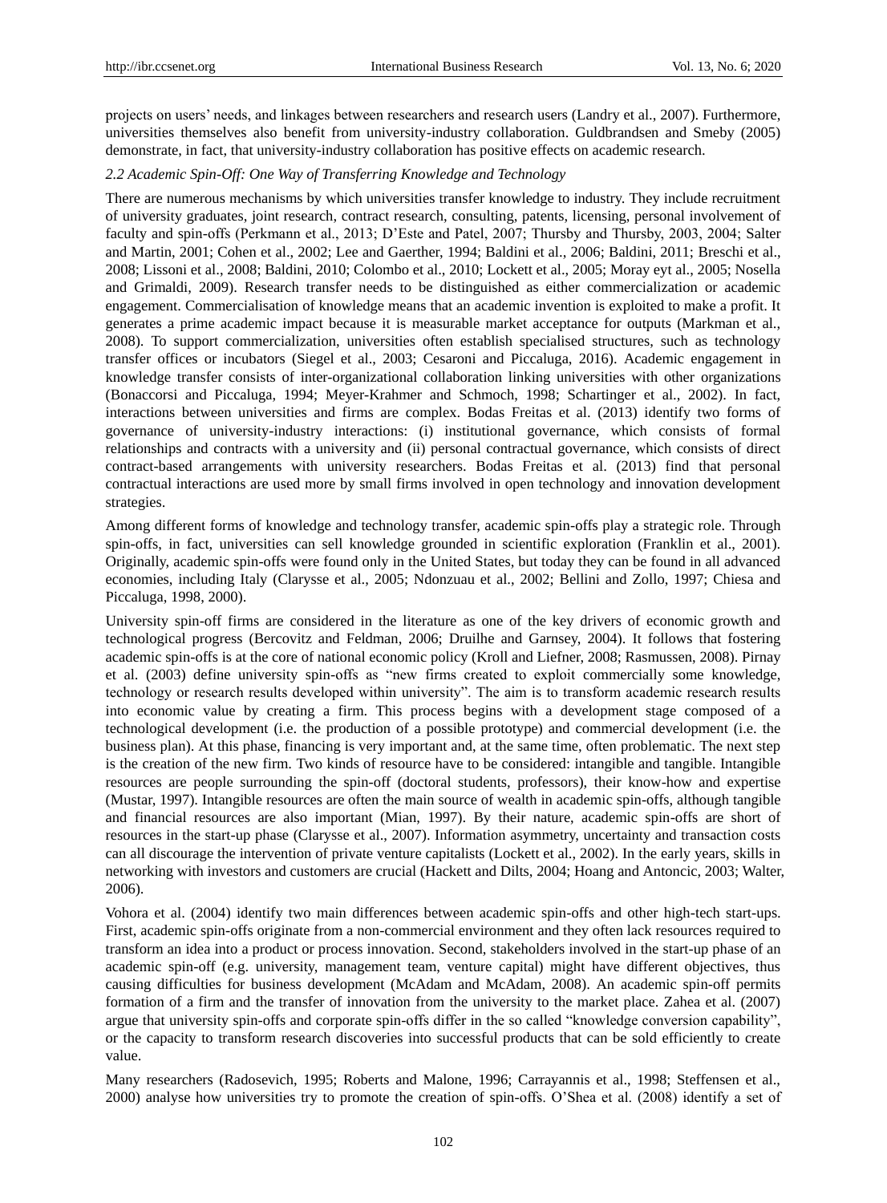projects on users' needs, and linkages between researchers and research users (Landry et al., 2007). Furthermore, universities themselves also benefit from university-industry collaboration. Guldbrandsen and Smeby (2005) demonstrate, in fact, that university-industry collaboration has positive effects on academic research.

### *2.2 Academic Spin-Off: One Way of Transferring Knowledge and Technology*

There are numerous mechanisms by which universities transfer knowledge to industry. They include recruitment of university graduates, joint research, contract research, consulting, patents, licensing, personal involvement of faculty and spin-offs (Perkmann et al., 2013; D'Este and Patel, 2007; Thursby and Thursby, 2003, 2004; Salter and Martin, 2001; Cohen et al., 2002; Lee and Gaerther, 1994; Baldini et al., 2006; Baldini, 2011; Breschi et al., 2008; Lissoni et al., 2008; Baldini, 2010; Colombo et al., 2010; Lockett et al., 2005; Moray eyt al., 2005; Nosella and Grimaldi, 2009). Research transfer needs to be distinguished as either commercialization or academic engagement. Commercialisation of knowledge means that an academic invention is exploited to make a profit. It generates a prime academic impact because it is measurable market acceptance for outputs (Markman et al., 2008). To support commercialization, universities often establish specialised structures, such as technology transfer offices or incubators (Siegel et al., 2003; Cesaroni and Piccaluga, 2016). Academic engagement in knowledge transfer consists of inter-organizational collaboration linking universities with other organizations (Bonaccorsi and Piccaluga, 1994; Meyer-Krahmer and Schmoch, 1998; Schartinger et al., 2002). In fact, interactions between universities and firms are complex. Bodas Freitas et al. (2013) identify two forms of governance of university-industry interactions: (i) institutional governance, which consists of formal relationships and contracts with a university and (ii) personal contractual governance, which consists of direct contract-based arrangements with university researchers. Bodas Freitas et al. (2013) find that personal contractual interactions are used more by small firms involved in open technology and innovation development strategies.

Among different forms of knowledge and technology transfer, academic spin-offs play a strategic role. Through spin-offs, in fact, universities can sell knowledge grounded in scientific exploration (Franklin et al., 2001). Originally, academic spin-offs were found only in the United States, but today they can be found in all advanced economies, including Italy (Clarysse et al., 2005; Ndonzuau et al., 2002; Bellini and Zollo, 1997; Chiesa and Piccaluga, 1998, 2000).

University spin-off firms are considered in the literature as one of the key drivers of economic growth and technological progress (Bercovitz and Feldman, 2006; Druilhe and Garnsey, 2004). It follows that fostering academic spin-offs is at the core of national economic policy (Kroll and Liefner, 2008; Rasmussen, 2008). Pirnay et al. (2003) define university spin-offs as "new firms created to exploit commercially some knowledge, technology or research results developed within university". The aim is to transform academic research results into economic value by creating a firm. This process begins with a development stage composed of a technological development (i.e. the production of a possible prototype) and commercial development (i.e. the business plan). At this phase, financing is very important and, at the same time, often problematic. The next step is the creation of the new firm. Two kinds of resource have to be considered: intangible and tangible. Intangible resources are people surrounding the spin-off (doctoral students, professors), their know-how and expertise (Mustar, 1997). Intangible resources are often the main source of wealth in academic spin-offs, although tangible and financial resources are also important (Mian, 1997). By their nature, academic spin-offs are short of resources in the start-up phase (Clarysse et al., 2007). Information asymmetry, uncertainty and transaction costs can all discourage the intervention of private venture capitalists (Lockett et al., 2002). In the early years, skills in networking with investors and customers are crucial (Hackett and Dilts, 2004; Hoang and Antoncic, 2003; Walter, 2006).

Vohora et al. (2004) identify two main differences between academic spin-offs and other high-tech start-ups. First, academic spin-offs originate from a non-commercial environment and they often lack resources required to transform an idea into a product or process innovation. Second, stakeholders involved in the start-up phase of an academic spin-off (e.g. university, management team, venture capital) might have different objectives, thus causing difficulties for business development (McAdam and McAdam, 2008). An academic spin-off permits formation of a firm and the transfer of innovation from the university to the market place. Zahea et al. (2007) argue that university spin-offs and corporate spin-offs differ in the so called "knowledge conversion capability", or the capacity to transform research discoveries into successful products that can be sold efficiently to create value.

Many researchers (Radosevich, 1995; Roberts and Malone, 1996; Carrayannis et al., 1998; Steffensen et al., 2000) analyse how universities try to promote the creation of spin-offs. O'Shea et al. (2008) identify a set of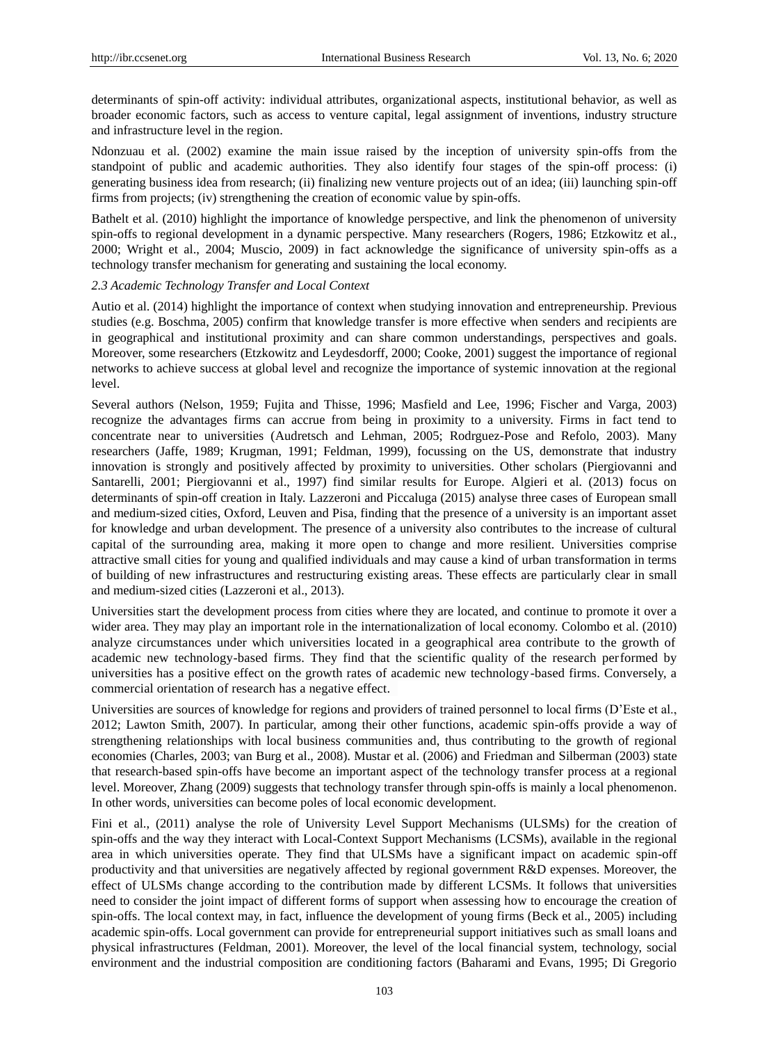determinants of spin-off activity: individual attributes, organizational aspects, institutional behavior, as well as broader economic factors, such as access to venture capital, legal assignment of inventions, industry structure and infrastructure level in the region.

Ndonzuau et al. (2002) examine the main issue raised by the inception of university spin-offs from the standpoint of public and academic authorities. They also identify four stages of the spin-off process: (i) generating business idea from research; (ii) finalizing new venture projects out of an idea; (iii) launching spin-off firms from projects; (iv) strengthening the creation of economic value by spin-offs.

Bathelt et al. (2010) highlight the importance of knowledge perspective, and link the phenomenon of university spin-offs to regional development in a dynamic perspective. Many researchers (Rogers, 1986; Etzkowitz et al., 2000; Wright et al., 2004; Muscio, 2009) in fact acknowledge the significance of university spin-offs as a technology transfer mechanism for generating and sustaining the local economy.

### *2.3 Academic Technology Transfer and Local Context*

Autio et al. (2014) highlight the importance of context when studying innovation and entrepreneurship. Previous studies (e.g. Boschma, 2005) confirm that knowledge transfer is more effective when senders and recipients are in geographical and institutional proximity and can share common understandings, perspectives and goals. Moreover, some researchers (Etzkowitz and Leydesdorff, 2000; Cooke, 2001) suggest the importance of regional networks to achieve success at global level and recognize the importance of systemic innovation at the regional level.

Several authors (Nelson, 1959; Fujita and Thisse, 1996; Masfield and Lee, 1996; Fischer and Varga, 2003) recognize the advantages firms can accrue from being in proximity to a university. Firms in fact tend to concentrate near to universities (Audretsch and Lehman, 2005; Rodrguez-Pose and Refolo, 2003). Many researchers (Jaffe, 1989; Krugman, 1991; Feldman, 1999), focussing on the US, demonstrate that industry innovation is strongly and positively affected by proximity to universities. Other scholars (Piergiovanni and Santarelli, 2001; Piergiovanni et al., 1997) find similar results for Europe. Algieri et al. (2013) focus on determinants of spin-off creation in Italy. Lazzeroni and Piccaluga (2015) analyse three cases of European small and medium-sized cities, Oxford, Leuven and Pisa, finding that the presence of a university is an important asset for knowledge and urban development. The presence of a university also contributes to the increase of cultural capital of the surrounding area, making it more open to change and more resilient. Universities comprise attractive small cities for young and qualified individuals and may cause a kind of urban transformation in terms of building of new infrastructures and restructuring existing areas. These effects are particularly clear in small and medium-sized cities (Lazzeroni et al., 2013).

Universities start the development process from cities where they are located, and continue to promote it over a wider area. They may play an important role in the internationalization of local economy. Colombo et al. (2010) analyze circumstances under which universities located in a geographical area contribute to the growth of academic new technology-based firms. They find that the scientific quality of the research performed by universities has a positive effect on the growth rates of academic new technology-based firms. Conversely, a commercial orientation of research has a negative effect.

Universities are sources of knowledge for regions and providers of trained personnel to local firms (D'Este et al., 2012; Lawton Smith, 2007). In particular, among their other functions, academic spin-offs provide a way of strengthening relationships with local business communities and, thus contributing to the growth of regional economies (Charles, 2003; van Burg et al., 2008). Mustar et al. (2006) and Friedman and Silberman (2003) state that research-based spin-offs have become an important aspect of the technology transfer process at a regional level. Moreover, Zhang (2009) suggests that technology transfer through spin-offs is mainly a local phenomenon. In other words, universities can become poles of local economic development.

Fini et al., (2011) analyse the role of University Level Support Mechanisms (ULSMs) for the creation of spin-offs and the way they interact with Local-Context Support Mechanisms (LCSMs), available in the regional area in which universities operate. They find that ULSMs have a significant impact on academic spin-off productivity and that universities are negatively affected by regional government R&D expenses. Moreover, the effect of ULSMs change according to the contribution made by different LCSMs. It follows that universities need to consider the joint impact of different forms of support when assessing how to encourage the creation of spin-offs. The local context may, in fact, influence the development of young firms (Beck et al., 2005) including academic spin-offs. Local government can provide for entrepreneurial support initiatives such as small loans and physical infrastructures (Feldman, 2001). Moreover, the level of the local financial system, technology, social environment and the industrial composition are conditioning factors (Baharami and Evans, 1995; Di Gregorio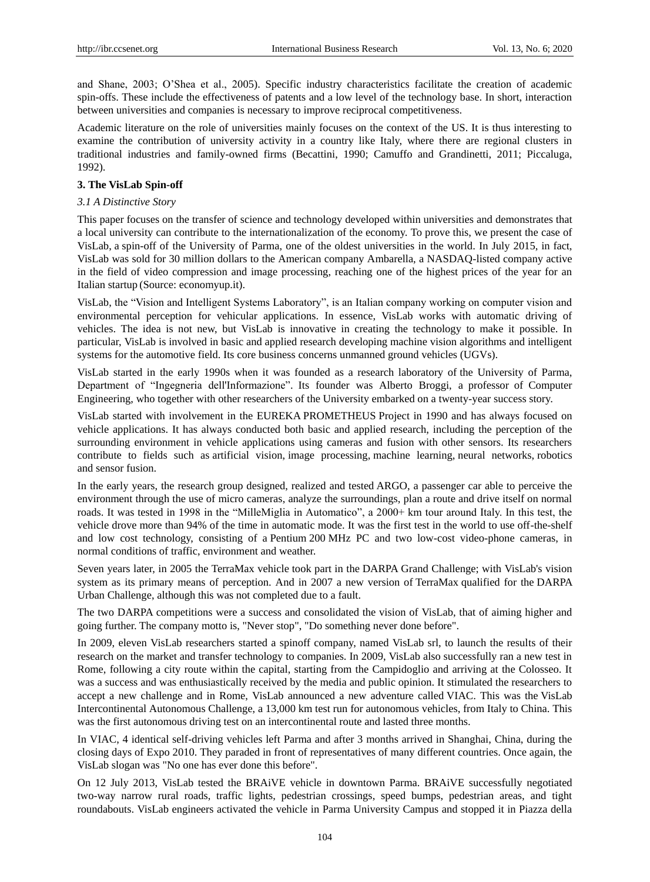and Shane, 2003; O'Shea et al., 2005). Specific industry characteristics facilitate the creation of academic spin-offs. These include the effectiveness of patents and a low level of the technology base. In short, interaction between universities and companies is necessary to improve reciprocal competitiveness.

Academic literature on the role of universities mainly focuses on the context of the US. It is thus interesting to examine the contribution of university activity in a country like Italy, where there are regional clusters in traditional industries and family-owned firms (Becattini, 1990; Camuffo and Grandinetti, 2011; Piccaluga, 1992).

## 3. The VisLab Spin-off

### *3.1 A Distinctive Story*

This paper focuses on the transfer of science and technology developed within universities and demonstrates that a local university can contribute to the internationalization of the economy. To prove this, we present the case of VisLab, a spin-off of the University of Parma, one of the oldest universities in the world. In July 2015, in fact, VisLab was sold for 30 million dollars to the American company Ambarella, a NASDAQ-listed company active in the field of video compression and image processing, reaching one of the highest prices of the year for an Italian startup (Source: economyup.it).

VisLab, the "Vision and Intelligent Systems Laboratory", is an Italian company working on computer vision and environmental perception for vehicular applications. In essence, VisLab works with automatic driving of vehicles. The idea is not new, but VisLab is innovative in creating the technology to make it possible. In particular, VisLab is involved in basic and applied research developing machine vision algorithms and intelligent systems for the automotive field. Its core business concerns unmanned ground vehicles (UGVs).

VisLab started in the early 1990s when it was founded as a research laboratory of the University of Parma, Department of "Ingegneria dell'Informazione". Its founder was Alberto Broggi, a professor of Computer Engineering, who together with other researchers of the University embarked on a twenty-year success story.

VisLab started with involvement in the EUREKA PROMETHEUS Project in 1990 and has always focused on vehicle applications. It has always conducted both basic and applied research, including the perception of the surrounding environment in vehicle applications using cameras and fusion with other sensors. Its researchers contribute to fields such as artificial vision, image processing, machine learning, neural networks, robotics and sensor fusion.

In the early years, the research group designed, realized and tested ARGO, a passenger car able to perceive the environment through the use of micro cameras, analyze the surroundings, plan a route and drive itself on normal roads. It was tested in 1998 in the "MilleMiglia in Automatico", a 2000+ km tour around Italy. In this test, the vehicle drove more than 94% of the time in automatic mode. It was the first test in the world to use off-the-shelf and low cost technology, consisting of a Pentium 200 MHz PC and two low-cost video-phone cameras, in normal conditions of traffic, environment and weather.

Seven years later, in 2005 the TerraMax vehicle took part in the DARPA Grand Challenge; with VisLab's vision system as its primary means of perception. And in 2007 a new version of TerraMax qualified for the DARPA Urban Challenge, although this was not completed due to a fault.

The two DARPA competitions were a success and consolidated the vision of VisLab, that of aiming higher and going further. The company motto is, "Never stop", "Do something never done before".

In 2009, eleven VisLab researchers started a spinoff company, named VisLab srl, to launch the results of their research on the market and transfer technology to companies. In 2009, VisLab also successfully ran a new test in Rome, following a city route within the capital, starting from the Campidoglio and arriving at the Colosseo. It was a success and was enthusiastically received by the media and public opinion. It stimulated the researchers to accept a new challenge and in Rome, VisLab announced a new adventure called VIAC. This was the VisLab Intercontinental Autonomous Challenge, a 13,000 km test run for autonomous vehicles, from Italy to China. This was the first autonomous driving test on an intercontinental route and lasted three months.

In VIAC, 4 identical self-driving vehicles left Parma and after 3 months arrived in Shanghai, China, during the closing days of Expo 2010. They paraded in front of representatives of many different countries. Once again, the VisLab slogan was "No one has ever done this before".

On 12 July 2013, VisLab tested the BRAiVE vehicle in downtown Parma. BRAiVE successfully negotiated two-way narrow rural roads, traffic lights, pedestrian crossings, speed bumps, pedestrian areas, and tight roundabouts. VisLab engineers activated the vehicle in Parma University Campus and stopped it in Piazza della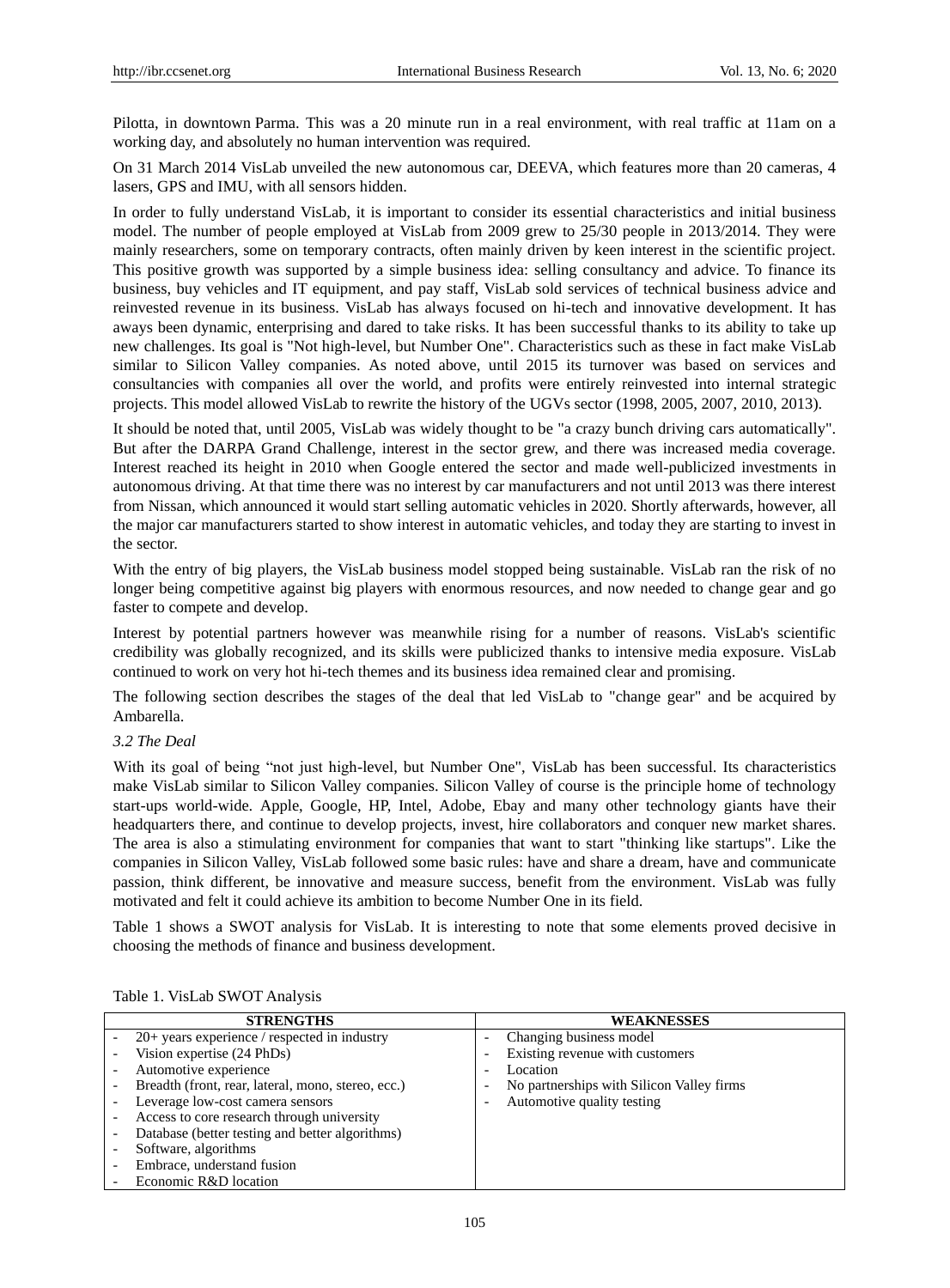Pilotta, in downtown Parma. This was a 20 minute run in a real environment, with real traffic at 11am on a working day, and absolutely no human intervention was required.

On 31 March 2014 VisLab unveiled the new autonomous car, DEEVA, which features more than 20 cameras, 4 lasers, GPS and IMU, with all sensors hidden.

In order to fully understand VisLab, it is important to consider its essential characteristics and initial business model. The number of people employed at VisLab from 2009 grew to 25/30 people in 2013/2014. They were mainly researchers, some on temporary contracts, often mainly driven by keen interest in the scientific project. This positive growth was supported by a simple business idea: selling consultancy and advice. To finance its business, buy vehicles and IT equipment, and pay staff, VisLab sold services of technical business advice and reinvested revenue in its business. VisLab has always focused on hi-tech and innovative development. It has aways been dynamic, enterprising and dared to take risks. It has been successful thanks to its ability to take up new challenges. Its goal is "Not high-level, but Number One". Characteristics such as these in fact make VisLab similar to Silicon Valley companies. As noted above, until 2015 its turnover was based on services and consultancies with companies all over the world, and profits were entirely reinvested into internal strategic projects. This model allowed VisLab to rewrite the history of the UGVs sector (1998, 2005, 2007, 2010, 2013).

It should be noted that, until 2005, VisLab was widely thought to be "a crazy bunch driving cars automatically". But after the DARPA Grand Challenge, interest in the sector grew, and there was increased media coverage. Interest reached its height in 2010 when Google entered the sector and made well-publicized investments in autonomous driving. At that time there was no interest by car manufacturers and not until 2013 was there interest from Nissan, which announced it would start selling automatic vehicles in 2020. Shortly afterwards, however, all the major car manufacturers started to show interest in automatic vehicles, and today they are starting to invest in the sector.

With the entry of big players, the VisLab business model stopped being sustainable. VisLab ran the risk of no longer being competitive against big players with enormous resources, and now needed to change gear and go faster to compete and develop.

Interest by potential partners however was meanwhile rising for a number of reasons. VisLab's scientific credibility was globally recognized, and its skills were publicized thanks to intensive media exposure. VisLab continued to work on very hot hi-tech themes and its business idea remained clear and promising.

The following section describes the stages of the deal that led VisLab to "change gear" and be acquired by Ambarella.

### *3.2 The Deal*

With its goal of being "not just high-level, but Number One", VisLab has been successful. Its characteristics make VisLab similar to Silicon Valley companies. Silicon Valley of course is the principle home of technology start-ups world-wide. Apple, Google, HP, Intel, Adobe, Ebay and many other technology giants have their headquarters there, and continue to develop projects, invest, hire collaborators and conquer new market shares. The area is also a stimulating environment for companies that want to start "thinking like startups". Like the companies in Silicon Valley, VisLab followed some basic rules: have and share a dream, have and communicate passion, think different, be innovative and measure success, benefit from the environment. VisLab was fully motivated and felt it could achieve its ambition to become Number One in its field.

Table 1 shows a SWOT analysis for VisLab. It is interesting to note that some elements proved decisive in choosing the methods of finance and business development.

Table 1. VisLab SWOT Analysis

| STRENGTHS | WEAKNESSES |
|---|---|
| - 20+ years experience / respected in industry | - Changing business model |
| - Vision expertise (24 PhDs) | - Existing revenue with customers |
| - Automotive experience | - Location |
| - Breadth (front, rear, lateral, mono, stereo, ecc.) | - No partnerships with Silicon Valley firms |
| - Leverage low-cost camera sensors | - Automotive quality testing |
| - Access to core research through university | |
| - Database (better testing and better algorithms) | |
| - Software, algorithms | |
| - Embrace, understand fusion | |
| - Economic R&D location | |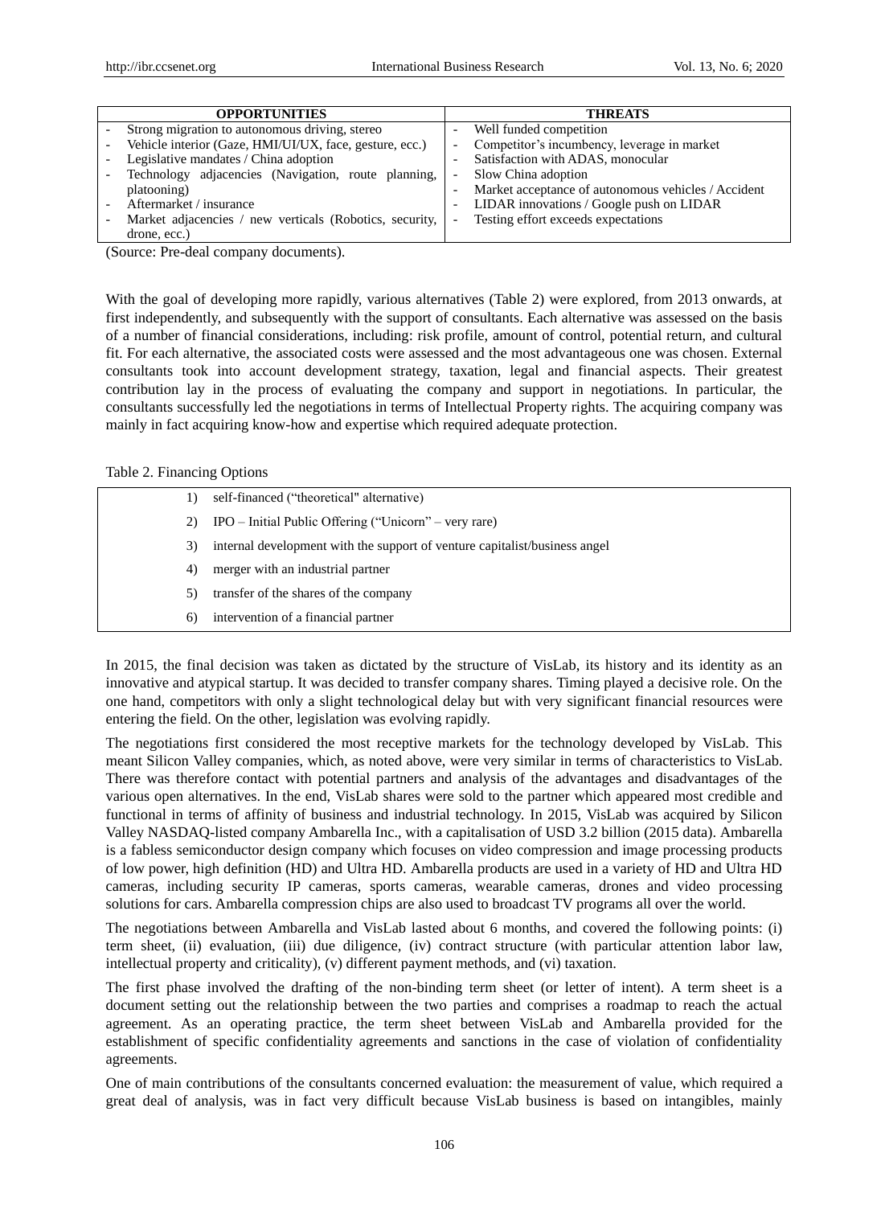| OPPORTUNITIES | THREATS |
|---|---|
| - Strong migration to autonomous driving, stereo<br>- Vehicle interior (Gaze, HMI/UI/UX, face, gesture, ecc.)<br>- Legislative mandates / China adoption<br>- Technology adjacencies (Navigation, route planning, platooning)<br>- Aftermarket / insurance<br>- Market adjacencies / new verticals (Robotics, security, drone, ecc.) | - Well funded competition<br>- Competitor's incumbency, leverage in market<br>- Satisfaction with ADAS, monocular<br>- Slow China adoption<br>- Market acceptance of autonomous vehicles / Accident<br>- LIDAR innovations / Google push on LIDAR<br>- Testing effort exceeds expectations |

(Source: Pre-deal company documents).

With the goal of developing more rapidly, various alternatives (Table 2) were explored, from 2013 onwards, at first independently, and subsequently with the support of consultants. Each alternative was assessed on the basis of a number of financial considerations, including: risk profile, amount of control, potential return, and cultural fit. For each alternative, the associated costs were assessed and the most advantageous one was chosen. External consultants took into account development strategy, taxation, legal and financial aspects. Their greatest contribution lay in the process of evaluating the company and support in negotiations. In particular, the consultants successfully led the negotiations in terms of Intellectual Property rights. The acquiring company was mainly in fact acquiring know-how and expertise which required adequate protection.

Table 2. Financing Options

1) self-financed ("theoretical" alternative)
2) IPO – Initial Public Offering ("Unicorn" – very rare)
3) internal development with the support of venture capitalist/business angel
4) merger with an industrial partner
5) transfer of the shares of the company
6) intervention of a financial partner

In 2015, the final decision was taken as dictated by the structure of VisLab, its history and its identity as an innovative and atypical startup. It was decided to transfer company shares. Timing played a decisive role. On the one hand, competitors with only a slight technological delay but with very significant financial resources were entering the field. On the other, legislation was evolving rapidly.

The negotiations first considered the most receptive markets for the technology developed by VisLab. This meant Silicon Valley companies, which, as noted above, were very similar in terms of characteristics to VisLab. There was therefore contact with potential partners and analysis of the advantages and disadvantages of the various open alternatives. In the end, VisLab shares were sold to the partner which appeared most credible and functional in terms of affinity of business and industrial technology. In 2015, VisLab was acquired by Silicon Valley NASDAQ-listed company Ambarella Inc., with a capitalisation of USD 3.2 billion (2015 data). Ambarella is a fabless semiconductor design company which focuses on video compression and image processing products of low power, high definition (HD) and Ultra HD. Ambarella products are used in a variety of HD and Ultra HD cameras, including security IP cameras, sports cameras, wearable cameras, drones and video processing solutions for cars. Ambarella compression chips are also used to broadcast TV programs all over the world.

The negotiations between Ambarella and VisLab lasted about 6 months, and covered the following points: (i) term sheet, (ii) evaluation, (iii) due diligence, (iv) contract structure (with particular attention labor law, intellectual property and criticality), (v) different payment methods, and (vi) taxation.

The first phase involved the drafting of the non-binding term sheet (or letter of intent). A term sheet is a document setting out the relationship between the two parties and comprises a roadmap to reach the actual agreement. As an operating practice, the term sheet between VisLab and Ambarella provided for the establishment of specific confidentiality agreements and sanctions in the case of violation of confidentiality agreements.

One of main contributions of the consultants concerned evaluation: the measurement of value, which required a great deal of analysis, was in fact very difficult because VisLab business is based on intangibles, mainly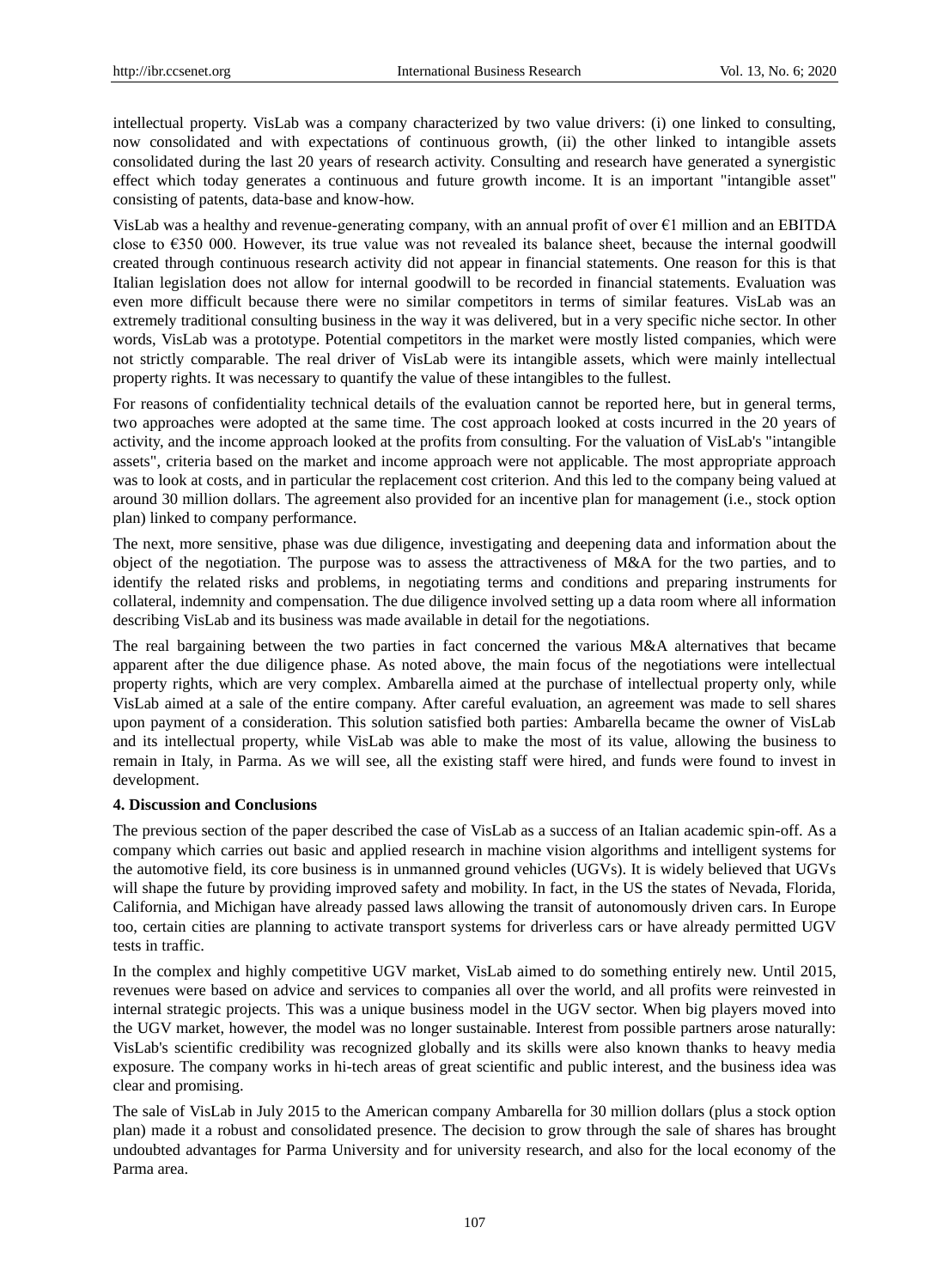intellectual property. VisLab was a company characterized by two value drivers: (i) one linked to consulting, now consolidated and with expectations of continuous growth, (ii) the other linked to intangible assets consolidated during the last 20 years of research activity. Consulting and research have generated a synergistic effect which today generates a continuous and future growth income. It is an important "intangible asset" consisting of patents, data-base and know-how.

VisLab was a healthy and revenue-generating company, with an annual profit of over €1 million and an EBITDA close to €350 000. However, its true value was not revealed its balance sheet, because the internal goodwill created through continuous research activity did not appear in financial statements. One reason for this is that Italian legislation does not allow for internal goodwill to be recorded in financial statements. Evaluation was even more difficult because there were no similar competitors in terms of similar features. VisLab was an extremely traditional consulting business in the way it was delivered, but in a very specific niche sector. In other words, VisLab was a prototype. Potential competitors in the market were mostly listed companies, which were not strictly comparable. The real driver of VisLab were its intangible assets, which were mainly intellectual property rights. It was necessary to quantify the value of these intangibles to the fullest.

For reasons of confidentiality technical details of the evaluation cannot be reported here, but in general terms, two approaches were adopted at the same time. The cost approach looked at costs incurred in the 20 years of activity, and the income approach looked at the profits from consulting. For the valuation of VisLab's "intangible assets", criteria based on the market and income approach were not applicable. The most appropriate approach was to look at costs, and in particular the replacement cost criterion. And this led to the company being valued at around 30 million dollars. The agreement also provided for an incentive plan for management (i.e., stock option plan) linked to company performance.

The next, more sensitive, phase was due diligence, investigating and deepening data and information about the object of the negotiation. The purpose was to assess the attractiveness of M&A for the two parties, and to identify the related risks and problems, in negotiating terms and conditions and preparing instruments for collateral, indemnity and compensation. The due diligence involved setting up a data room where all information describing VisLab and its business was made available in detail for the negotiations.

The real bargaining between the two parties in fact concerned the various M&A alternatives that became apparent after the due diligence phase. As noted above, the main focus of the negotiations were intellectual property rights, which are very complex. Ambarella aimed at the purchase of intellectual property only, while VisLab aimed at a sale of the entire company. After careful evaluation, an agreement was made to sell shares upon payment of a consideration. This solution satisfied both parties: Ambarella became the owner of VisLab and its intellectual property, while VisLab was able to make the most of its value, allowing the business to remain in Italy, in Parma. As we will see, all the existing staff were hired, and funds were found to invest in development.

## 4. Discussion and Conclusions

The previous section of the paper described the case of VisLab as a success of an Italian academic spin-off. As a company which carries out basic and applied research in machine vision algorithms and intelligent systems for the automotive field, its core business is in unmanned ground vehicles (UGVs). It is widely believed that UGVs will shape the future by providing improved safety and mobility. In fact, in the US the states of Nevada, Florida, California, and Michigan have already passed laws allowing the transit of autonomously driven cars. In Europe too, certain cities are planning to activate transport systems for driverless cars or have already permitted UGV tests in traffic.

In the complex and highly competitive UGV market, VisLab aimed to do something entirely new. Until 2015, revenues were based on advice and services to companies all over the world, and all profits were reinvested in internal strategic projects. This was a unique business model in the UGV sector. When big players moved into the UGV market, however, the model was no longer sustainable. Interest from possible partners arose naturally: VisLab's scientific credibility was recognized globally and its skills were also known thanks to heavy media exposure. The company works in hi-tech areas of great scientific and public interest, and the business idea was clear and promising.

The sale of VisLab in July 2015 to the American company Ambarella for 30 million dollars (plus a stock option plan) made it a robust and consolidated presence. The decision to grow through the sale of shares has brought undoubted advantages for Parma University and for university research, and also for the local economy of the Parma area.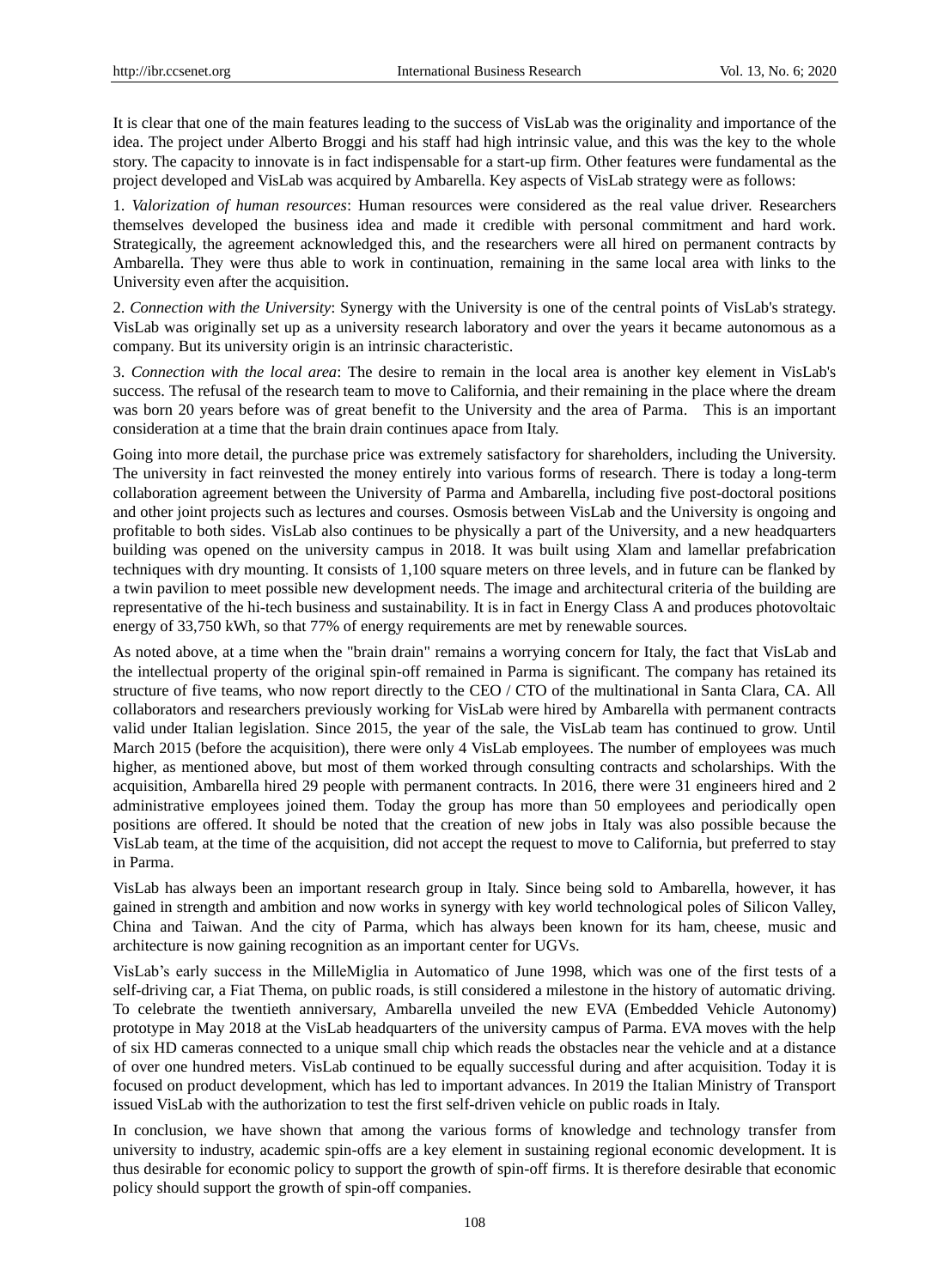It is clear that one of the main features leading to the success of VisLab was the originality and importance of the idea. The project under Alberto Broggi and his staff had high intrinsic value, and this was the key to the whole story. The capacity to innovate is in fact indispensable for a start-up firm. Other features were fundamental as the project developed and VisLab was acquired by Ambarella. Key aspects of VisLab strategy were as follows:

1. *Valorization of human resources*: Human resources were considered as the real value driver. Researchers themselves developed the business idea and made it credible with personal commitment and hard work. Strategically, the agreement acknowledged this, and the researchers were all hired on permanent contracts by Ambarella. They were thus able to work in continuation, remaining in the same local area with links to the University even after the acquisition.

2. *Connection with the University*: Synergy with the University is one of the central points of VisLab's strategy. VisLab was originally set up as a university research laboratory and over the years it became autonomous as a company. But its university origin is an intrinsic characteristic.

3. *Connection with the local area*: The desire to remain in the local area is another key element in VisLab's success. The refusal of the research team to move to California, and their remaining in the place where the dream was born 20 years before was of great benefit to the University and the area of Parma. This is an important consideration at a time that the brain drain continues apace from Italy.

Going into more detail, the purchase price was extremely satisfactory for shareholders, including the University. The university in fact reinvested the money entirely into various forms of research. There is today a long-term collaboration agreement between the University of Parma and Ambarella, including five post-doctoral positions and other joint projects such as lectures and courses. Osmosis between VisLab and the University is ongoing and profitable to both sides. VisLab also continues to be physically a part of the University, and a new headquarters building was opened on the university campus in 2018. It was built using Xlam and lamellar prefabrication techniques with dry mounting. It consists of 1,100 square meters on three levels, and in future can be flanked by a twin pavilion to meet possible new development needs. The image and architectural criteria of the building are representative of the hi-tech business and sustainability. It is in fact in Energy Class A and produces photovoltaic energy of 33,750 kWh, so that 77% of energy requirements are met by renewable sources.

As noted above, at a time when the "brain drain" remains a worrying concern for Italy, the fact that VisLab and the intellectual property of the original spin-off remained in Parma is significant. The company has retained its structure of five teams, who now report directly to the CEO / CTO of the multinational in Santa Clara, CA. All collaborators and researchers previously working for VisLab were hired by Ambarella with permanent contracts valid under Italian legislation. Since 2015, the year of the sale, the VisLab team has continued to grow. Until March 2015 (before the acquisition), there were only 4 VisLab employees. The number of employees was much higher, as mentioned above, but most of them worked through consulting contracts and scholarships. With the acquisition, Ambarella hired 29 people with permanent contracts. In 2016, there were 31 engineers hired and 2 administrative employees joined them. Today the group has more than 50 employees and periodically open positions are offered. It should be noted that the creation of new jobs in Italy was also possible because the VisLab team, at the time of the acquisition, did not accept the request to move to California, but preferred to stay in Parma.

VisLab has always been an important research group in Italy. Since being sold to Ambarella, however, it has gained in strength and ambition and now works in synergy with key world technological poles of Silicon Valley, China and Taiwan. And the city of Parma, which has always been known for its ham, cheese, music and architecture is now gaining recognition as an important center for UGVs.

VisLab's early success in the MilleMiglia in Automatico of June 1998, which was one of the first tests of a self-driving car, a Fiat Thema, on public roads, is still considered a milestone in the history of automatic driving. To celebrate the twentieth anniversary, Ambarella unveiled the new EVA (Embedded Vehicle Autonomy) prototype in May 2018 at the VisLab headquarters of the university campus of Parma. EVA moves with the help of six HD cameras connected to a unique small chip which reads the obstacles near the vehicle and at a distance of over one hundred meters. VisLab continued to be equally successful during and after acquisition. Today it is focused on product development, which has led to important advances. In 2019 the Italian Ministry of Transport issued VisLab with the authorization to test the first self-driven vehicle on public roads in Italy.

In conclusion, we have shown that among the various forms of knowledge and technology transfer from university to industry, academic spin-offs are a key element in sustaining regional economic development. It is thus desirable for economic policy to support the growth of spin-off firms. It is therefore desirable that economic policy should support the growth of spin-off companies.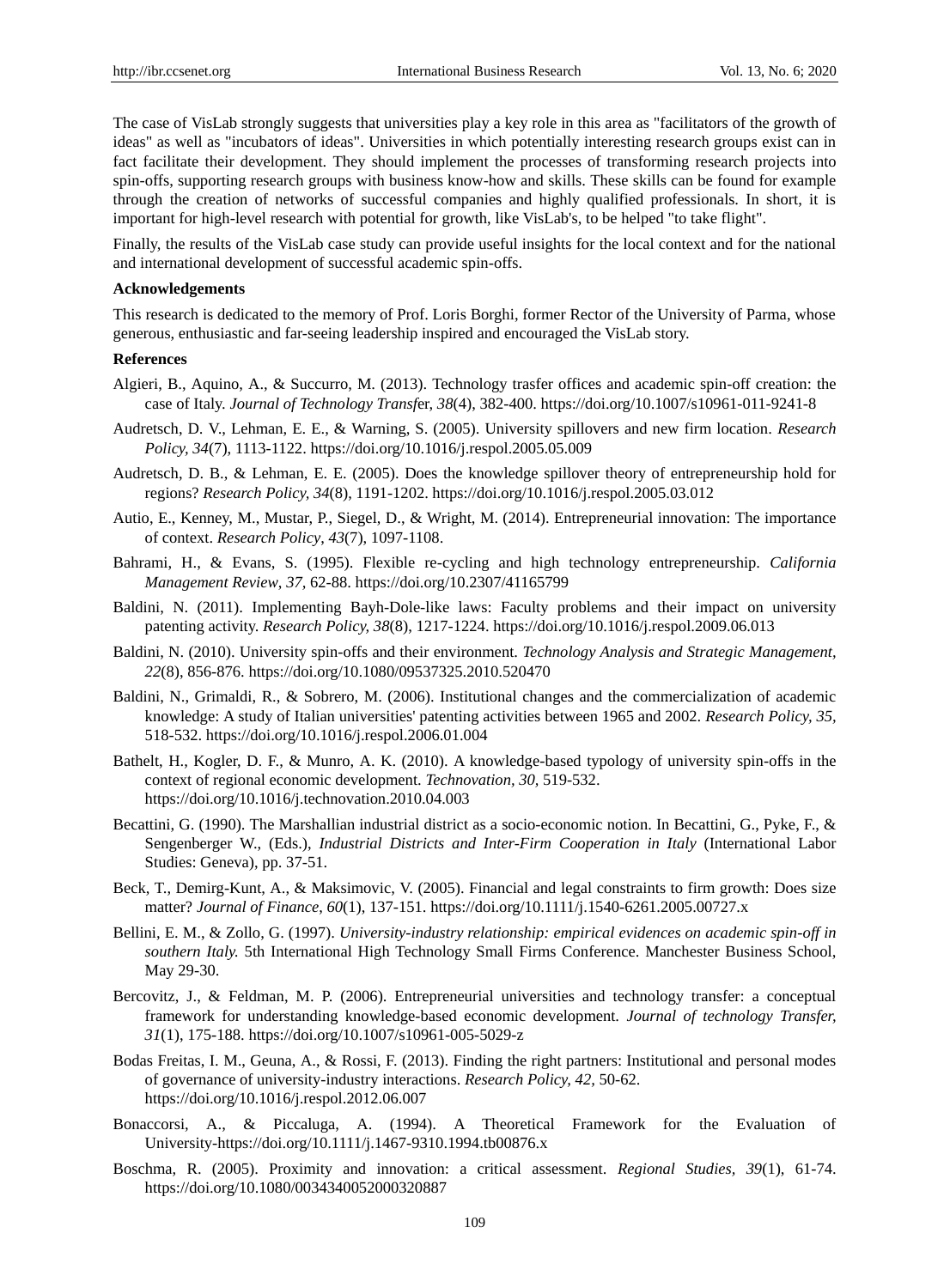The case of VisLab strongly suggests that universities play a key role in this area as "facilitators of the growth of ideas" as well as "incubators of ideas". Universities in which potentially interesting research groups exist can in fact facilitate their development. They should implement the processes of transforming research projects into spin-offs, supporting research groups with business know-how and skills. These skills can be found for example through the creation of networks of successful companies and highly qualified professionals. In short, it is important for high-level research with potential for growth, like VisLab's, to be helped "to take flight".

Finally, the results of the VisLab case study can provide useful insights for the local context and for the national and international development of successful academic spin-offs.

**Acknowledgements**

This research is dedicated to the memory of Prof. Loris Borghi, former Rector of the University of Parma, whose generous, enthusiastic and far-seeing leadership inspired and encouraged the VisLab story.

**References**

Algieri, B., Aquino, A., & Succurro, M. (2013). Technology trasfer offices and academic spin-off creation: the case of Italy. *Journal of Technology Transfer*, *38*(4), 382-400. https://doi.org/10.1007/s10961-011-9241-8

Audretsch, D. V., Lehman, E. E., & Warning, S. (2005). University spillovers and new firm location. *Research Policy, 34*(7), 1113-1122. https://doi.org/10.1016/j.respol.2005.05.009

Audretsch, D. B., & Lehman, E. E. (2005). Does the knowledge spillover theory of entrepreneurship hold for regions? *Research Policy, 34*(8), 1191-1202. https://doi.org/10.1016/j.respol.2005.03.012

Autio, E., Kenney, M., Mustar, P., Siegel, D., & Wright, M. (2014). Entrepreneurial innovation: The importance of context. *Research Policy, 43*(7), 1097-1108.

Bahrami, H., & Evans, S. (1995). Flexible re-cycling and high technology entrepreneurship. *California Management Review, 37*, 62-88. https://doi.org/10.2307/41165799

Baldini, N. (2011). Implementing Bayh-Dole-like laws: Faculty problems and their impact on university patenting activity. *Research Policy, 38*(8), 1217-1224. https://doi.org/10.1016/j.respol.2009.06.013

Baldini, N. (2010). University spin-offs and their environment. *Technology Analysis and Strategic Management, 22*(8), 856-876. https://doi.org/10.1080/09537325.2010.520470

Baldini, N., Grimaldi, R., & Sobrero, M. (2006). Institutional changes and the commercialization of academic knowledge: A study of Italian universities' patenting activities between 1965 and 2002. *Research Policy, 35*, 518-532. https://doi.org/10.1016/j.respol.2006.01.004

Bathelt, H., Kogler, D. F., & Munro, A. K. (2010). A knowledge-based typology of university spin-offs in the context of regional economic development. *Technovation, 30*, 519-532. https://doi.org/10.1016/j.technovation.2010.04.003

Becattini, G. (1990). The Marshallian industrial district as a socio-economic notion. In Becattini, G., Pyke, F., & Sengenberger W., (Eds.), *Industrial Districts and Inter-Firm Cooperation in Italy* (International Labor Studies: Geneva), pp. 37-51.

Beck, T., Demirg-Kunt, A., & Maksimovic, V. (2005). Financial and legal constraints to firm growth: Does size matter? *Journal of Finance, 60*(1), 137-151. https://doi.org/10.1111/j.1540-6261.2005.00727.x

Bellini, E. M., & Zollo, G. (1997). *University-industry relationship: empirical evidences on academic spin-off in southern Italy.* 5th International High Technology Small Firms Conference. Manchester Business School, May 29-30.

Bercovitz, J., & Feldman, M. P. (2006). Entrepreneurial universities and technology transfer: a conceptual framework for understanding knowledge-based economic development. *Journal of technology Transfer, 31*(1), 175-188. https://doi.org/10.1007/s10961-005-5029-z

Bodas Freitas, I. M., Geuna, A., & Rossi, F. (2013). Finding the right partners: Institutional and personal modes of governance of university-industry interactions. *Research Policy, 42*, 50-62. https://doi.org/10.1016/j.respol.2012.06.007

Bonaccorsi, A., & Piccaluga, A. (1994). A Theoretical Framework for the Evaluation of University-https://doi.org/10.1111/j.1467-9310.1994.tb00876.x

Boschma, R. (2005). Proximity and innovation: a critical assessment. *Regional Studies, 39*(1), 61-74. https://doi.org/10.1080/0034340052000320887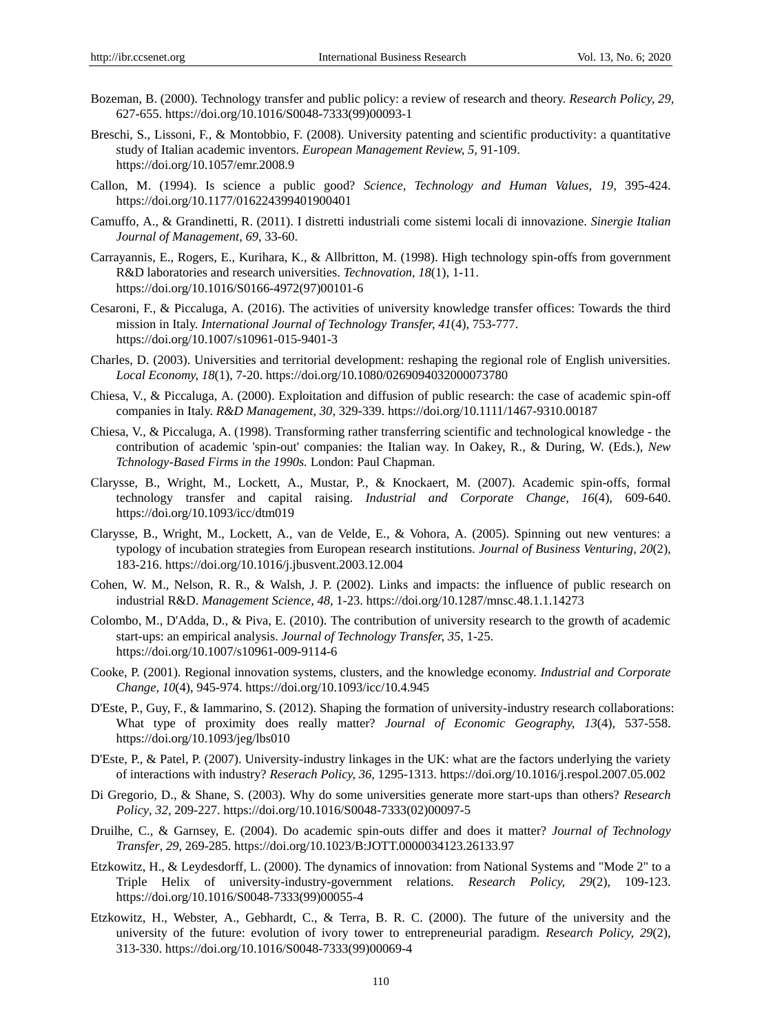Bozeman, B. (2000). Technology transfer and public policy: a review of research and theory. *Research Policy, 29,* 627-655. https://doi.org/10.1016/S0048-7333(99)00093-1

Breschi, S., Lissoni, F., & Montobbio, F. (2008). University patenting and scientific productivity: a quantitative study of Italian academic inventors. *European Management Review, 5,* 91-109. https://doi.org/10.1057/emr.2008.9

Callon, M. (1994). Is science a public good? *Science, Technology and Human Values, 19,* 395-424. https://doi.org/10.1177/016224399401900401

Camuffo, A., & Grandinetti, R. (2011). I distretti industriali come sistemi locali di innovazione. *Sinergie Italian Journal of Management, 69,* 33-60.

Carrayannis, E., Rogers, E., Kurihara, K., & Allbritton, M. (1998). High technology spin-offs from government R&D laboratories and research universities. *Technovation, 18*(1), 1-11. https://doi.org/10.1016/S0166-4972(97)00101-6

Cesaroni, F., & Piccaluga, A. (2016). The activities of university knowledge transfer offices: Towards the third mission in Italy. *International Journal of Technology Transfer, 41*(4), 753-777. https://doi.org/10.1007/s10961-015-9401-3

Charles, D. (2003). Universities and territorial development: reshaping the regional role of English universities. *Local Economy, 18*(1), 7-20. https://doi.org/10.1080/0269094032000073780

Chiesa, V., & Piccaluga, A. (2000). Exploitation and diffusion of public research: the case of academic spin-off companies in Italy. *R&D Management, 30,* 329-339. https://doi.org/10.1111/1467-9310.00187

Chiesa, V., & Piccaluga, A. (1998). Transforming rather transferring scientific and technological knowledge - the contribution of academic 'spin-out' companies: the Italian way. In Oakey, R., & During, W. (Eds.), *New Tchnology-Based Firms in the 1990s.* London: Paul Chapman.

Clarysse, B., Wright, M., Lockett, A., Mustar, P., & Knockaert, M. (2007). Academic spin-offs, formal technology transfer and capital raising. *Industrial and Corporate Change, 16*(4), 609-640. https://doi.org/10.1093/icc/dtm019

Clarysse, B., Wright, M., Lockett, A., van de Velde, E., & Vohora, A. (2005). Spinning out new ventures: a typology of incubation strategies from European research institutions. *Journal of Business Venturing, 20*(2), 183-216. https://doi.org/10.1016/j.jbusvent.2003.12.004

Cohen, W. M., Nelson, R. R., & Walsh, J. P. (2002). Links and impacts: the influence of public research on industrial R&D. *Management Science, 48,* 1-23. https://doi.org/10.1287/mnsc.48.1.1.14273

Colombo, M., D'Adda, D., & Piva, E. (2010). The contribution of university research to the growth of academic start-ups: an empirical analysis. *Journal of Technology Transfer, 35,* 1-25. https://doi.org/10.1007/s10961-009-9114-6

Cooke, P. (2001). Regional innovation systems, clusters, and the knowledge economy. *Industrial and Corporate Change, 10*(4), 945-974. https://doi.org/10.1093/icc/10.4.945

D'Este, P., Guy, F., & Iammarino, S. (2012). Shaping the formation of university-industry research collaborations: What type of proximity does really matter? *Journal of Economic Geography, 13*(4), 537-558. https://doi.org/10.1093/jeg/lbs010

D'Este, P., & Patel, P. (2007). University-industry linkages in the UK: what are the factors underlying the variety of interactions with industry? *Reserach Policy, 36,* 1295-1313. https://doi.org/10.1016/j.respol.2007.05.002

Di Gregorio, D., & Shane, S. (2003). Why do some universities generate more start-ups than others? *Research Policy, 32,* 209-227. https://doi.org/10.1016/S0048-7333(02)00097-5

Druilhe, C., & Garnsey, E. (2004). Do academic spin-outs differ and does it matter? *Journal of Technology Transfer, 29,* 269-285. https://doi.org/10.1023/B:JOTT.0000034123.26133.97

Etzkowitz, H., & Leydesdorff, L. (2000). The dynamics of innovation: from National Systems and "Mode 2" to a Triple Helix of university-industry-government relations. *Research Policy, 29*(2), 109-123. https://doi.org/10.1016/S0048-7333(99)00055-4

Etzkowitz, H., Webster, A., Gebhardt, C., & Terra, B. R. C. (2000). The future of the university and the university of the future: evolution of ivory tower to entrepreneurial paradigm. *Research Policy, 29*(2), 313-330. https://doi.org/10.1016/S0048-7333(99)00069-4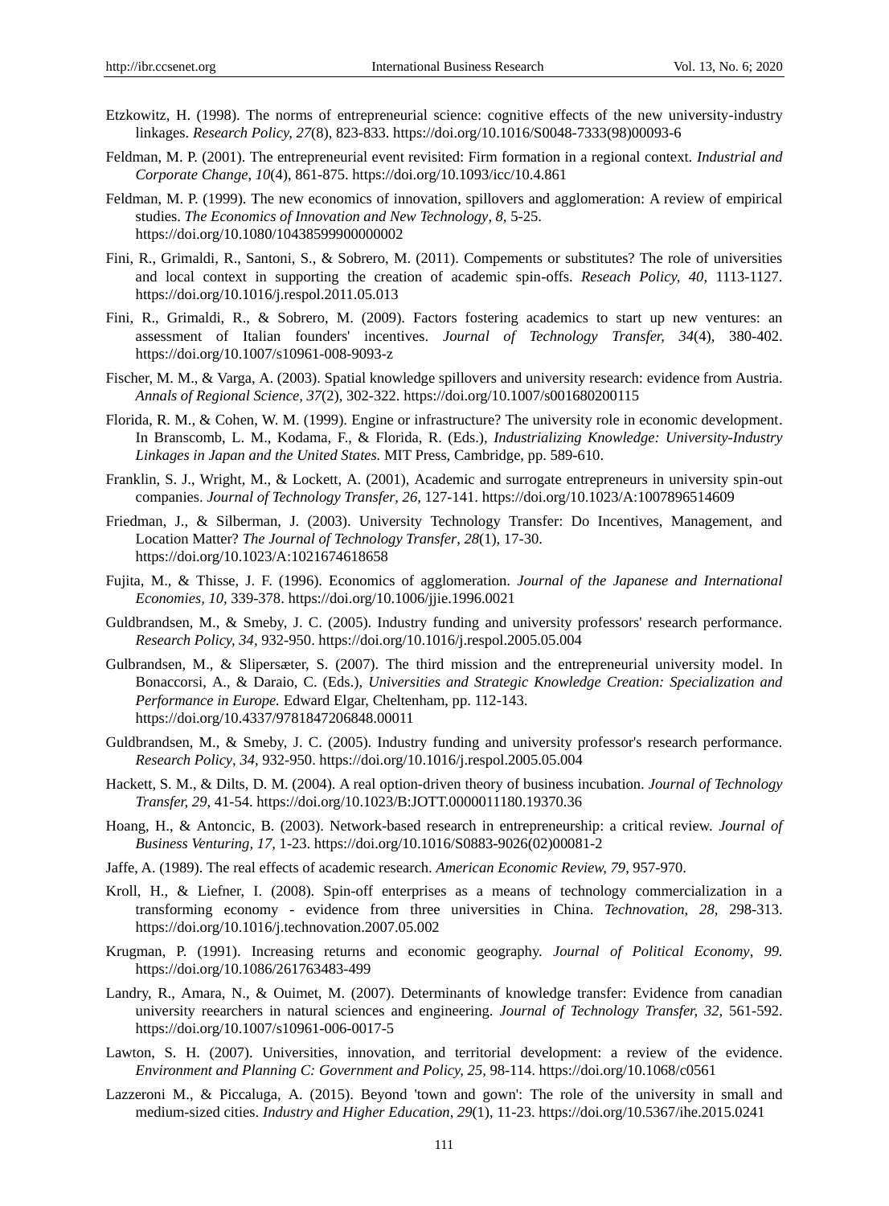Etzkowitz, H. (1998). The norms of entrepreneurial science: cognitive effects of the new university-industry linkages. *Research Policy, 27*(8), 823-833. https://doi.org/10.1016/S0048-7333(98)00093-6

Feldman, M. P. (2001). The entrepreneurial event revisited: Firm formation in a regional context. *Industrial and Corporate Change, 10*(4), 861-875. https://doi.org/10.1093/icc/10.4.861

Feldman, M. P. (1999). The new economics of innovation, spillovers and agglomeration: A review of empirical studies. *The Economics of Innovation and New Technology, 8,* 5-25. https://doi.org/10.1080/10438599900000002

Fini, R., Grimaldi, R., Santoni, S., & Sobrero, M. (2011). Compements or substitutes? The role of universities and local context in supporting the creation of academic spin-offs. *Reseach Policy, 40,* 1113-1127. https://doi.org/10.1016/j.respol.2011.05.013

Fini, R., Grimaldi, R., & Sobrero, M. (2009). Factors fostering academics to start up new ventures: an assessment of Italian founders' incentives. *Journal of Technology Transfer, 34*(4), 380-402. https://doi.org/10.1007/s10961-008-9093-z

Fischer, M. M., & Varga, A. (2003). Spatial knowledge spillovers and university research: evidence from Austria. *Annals of Regional Science, 37*(2), 302-322. https://doi.org/10.1007/s001680200115

Florida, R. M., & Cohen, W. M. (1999). Engine or infrastructure? The university role in economic development. In Branscomb, L. M., Kodama, F., & Florida, R. (Eds.), *Industrializing Knowledge: University-Industry Linkages in Japan and the United States.* MIT Press, Cambridge, pp. 589-610.

Franklin, S. J., Wright, M., & Lockett, A. (2001), Academic and surrogate entrepreneurs in university spin-out companies. *Journal of Technology Transfer, 26,* 127-141. https://doi.org/10.1023/A:1007896514609

Friedman, J., & Silberman, J. (2003). University Technology Transfer: Do Incentives, Management, and Location Matter? *The Journal of Technology Transfer, 28*(1), 17-30. https://doi.org/10.1023/A:1021674618658

Fujita, M., & Thisse, J. F. (1996). Economics of agglomeration. *Journal of the Japanese and International Economies, 10,* 339-378. https://doi.org/10.1006/jjie.1996.0021

Guldbrandsen, M., & Smeby, J. C. (2005). Industry funding and university professors' research performance. *Research Policy, 34,* 932-950. https://doi.org/10.1016/j.respol.2005.05.004

Gulbrandsen, M., & Slipersæter, S. (2007). The third mission and the entrepreneurial university model. In Bonaccorsi, A., & Daraio, C. (Eds.), *Universities and Strategic Knowledge Creation: Specialization and Performance in Europe.* Edward Elgar, Cheltenham, pp. 112-143. https://doi.org/10.4337/9781847206848.00011

Guldbrandsen, M., & Smeby, J. C. (2005). Industry funding and university professor's research performance. *Research Policy, 34,* 932-950. https://doi.org/10.1016/j.respol.2005.05.004

Hackett, S. M., & Dilts, D. M. (2004). A real option-driven theory of business incubation. *Journal of Technology Transfer, 29,* 41-54. https://doi.org/10.1023/B:JOTT.0000011180.19370.36

Hoang, H., & Antoncic, B. (2003). Network-based research in entrepreneurship: a critical review. *Journal of Business Venturing, 17,* 1-23. https://doi.org/10.1016/S0883-9026(02)00081-2

Jaffe, A. (1989). The real effects of academic research. *American Economic Review, 79,* 957-970.

Kroll, H., & Liefner, I. (2008). Spin-off enterprises as a means of technology commercialization in a transforming economy - evidence from three universities in China. *Technovation, 28,* 298-313. https://doi.org/10.1016/j.technovation.2007.05.002

Krugman, P. (1991). Increasing returns and economic geography. *Journal of Political Economy, 99.* https://doi.org/10.1086/261763483-499

Landry, R., Amara, N., & Ouimet, M. (2007). Determinants of knowledge transfer: Evidence from canadian university reearchers in natural sciences and engineering. *Journal of Technology Transfer, 32,* 561-592. https://doi.org/10.1007/s10961-006-0017-5

Lawton, S. H. (2007). Universities, innovation, and territorial development: a review of the evidence. *Environment and Planning C: Government and Policy, 25,* 98-114. https://doi.org/10.1068/c0561

Lazzeroni M., & Piccaluga, A. (2015). Beyond 'town and gown': The role of the university in small and medium-sized cities. *Industry and Higher Education, 29*(1), 11-23. https://doi.org/10.5367/ihe.2015.0241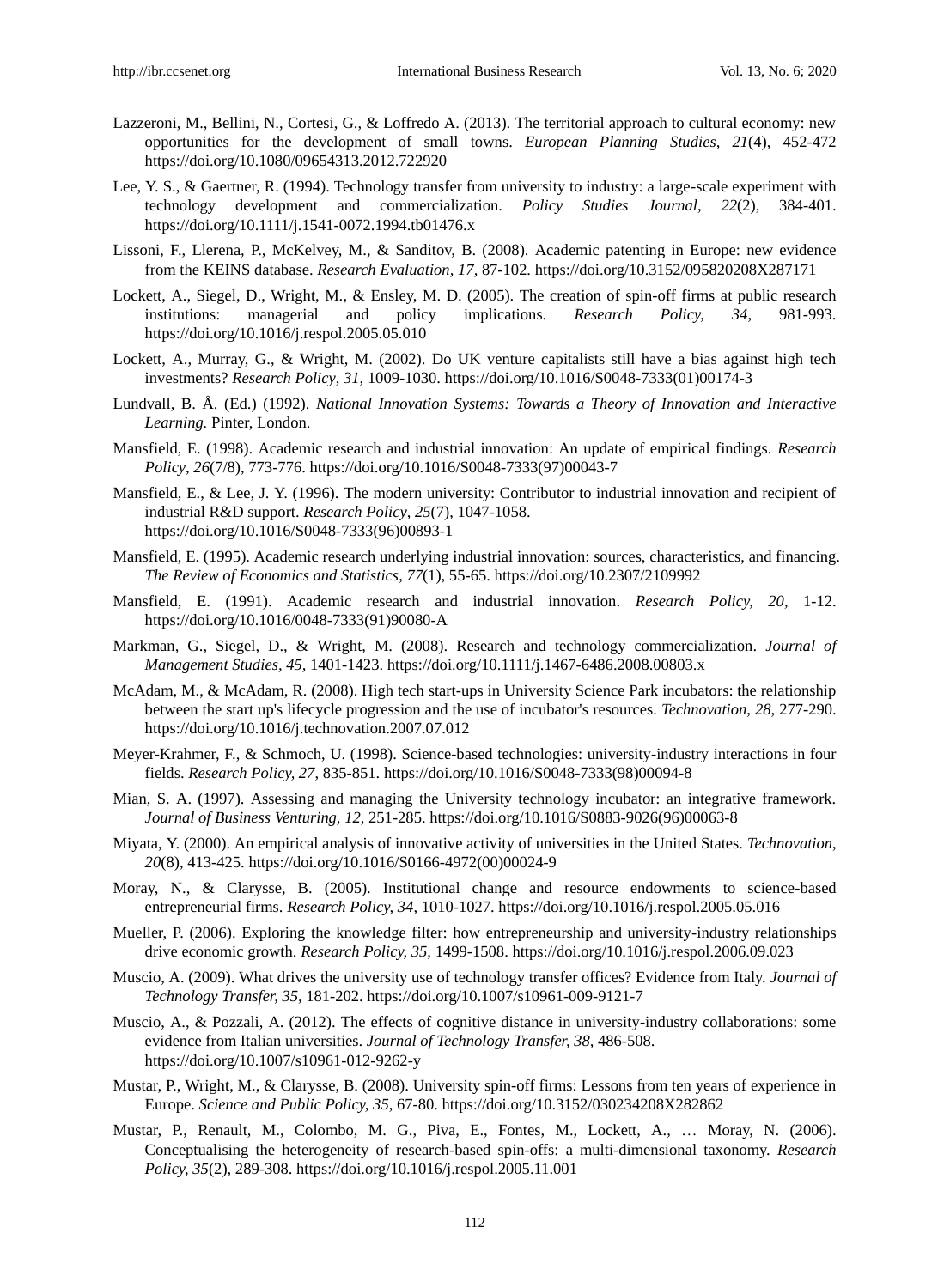Lazzeroni, M., Bellini, N., Cortesi, G., & Loffredo A. (2013). The territorial approach to cultural economy: new opportunities for the development of small towns. *European Planning Studies, 21*(4), 452-472 https://doi.org/10.1080/09654313.2012.722920

Lee, Y. S., & Gaertner, R. (1994). Technology transfer from university to industry: a large-scale experiment with technology development and commercialization. *Policy Studies Journal, 22*(2), 384-401. https://doi.org/10.1111/j.1541-0072.1994.tb01476.x

Lissoni, F., Llerena, P., McKelvey, M., & Sanditov, B. (2008). Academic patenting in Europe: new evidence from the KEINS database. *Research Evaluation, 17,* 87-102. https://doi.org/10.3152/095820208X287171

Lockett, A., Siegel, D., Wright, M., & Ensley, M. D. (2005). The creation of spin-off firms at public research institutions: managerial and policy implications. *Research Policy, 34,* 981-993. https://doi.org/10.1016/j.respol.2005.05.010

Lockett, A., Murray, G., & Wright, M. (2002). Do UK venture capitalists still have a bias against high tech investments? *Research Policy, 31,* 1009-1030. https://doi.org/10.1016/S0048-7333(01)00174-3

Lundvall, B. Å. (Ed.) (1992). *National Innovation Systems: Towards a Theory of Innovation and Interactive Learning.* Pinter, London.

Mansfield, E. (1998). Academic research and industrial innovation: An update of empirical findings. *Research Policy, 26*(7/8), 773-776. https://doi.org/10.1016/S0048-7333(97)00043-7

Mansfield, E., & Lee, J. Y. (1996). The modern university: Contributor to industrial innovation and recipient of industrial R&D support. *Research Policy, 25*(7), 1047-1058. https://doi.org/10.1016/S0048-7333(96)00893-1

Mansfield, E. (1995). Academic research underlying industrial innovation: sources, characteristics, and financing. *The Review of Economics and Statistics, 77*(1), 55-65. https://doi.org/10.2307/2109992

Mansfield, E. (1991). Academic research and industrial innovation. *Research Policy, 20,* 1-12. https://doi.org/10.1016/0048-7333(91)90080-A

Markman, G., Siegel, D., & Wright, M. (2008). Research and technology commercialization. *Journal of Management Studies, 45,* 1401-1423. https://doi.org/10.1111/j.1467-6486.2008.00803.x

McAdam, M., & McAdam, R. (2008). High tech start-ups in University Science Park incubators: the relationship between the start up's lifecycle progression and the use of incubator's resources. *Technovation, 28,* 277-290. https://doi.org/10.1016/j.technovation.2007.07.012

Meyer-Krahmer, F., & Schmoch, U. (1998). Science-based technologies: university-industry interactions in four fields. *Research Policy, 27,* 835-851. https://doi.org/10.1016/S0048-7333(98)00094-8

Mian, S. A. (1997). Assessing and managing the University technology incubator: an integrative framework. *Journal of Business Venturing, 12*, 251-285. https://doi.org/10.1016/S0883-9026(96)00063-8

Miyata, Y. (2000). An empirical analysis of innovative activity of universities in the United States. *Technovation, 20*(8), 413-425. https://doi.org/10.1016/S0166-4972(00)00024-9

Moray, N., & Clarysse, B. (2005). Institutional change and resource endowments to science-based entrepreneurial firms. *Research Policy, 34,* 1010-1027. https://doi.org/10.1016/j.respol.2005.05.016

Mueller, P. (2006). Exploring the knowledge filter: how entrepreneurship and university-industry relationships drive economic growth. *Research Policy, 35,* 1499-1508. https://doi.org/10.1016/j.respol.2006.09.023

Muscio, A. (2009). What drives the university use of technology transfer offices? Evidence from Italy. *Journal of Technology Transfer, 35,* 181-202. https://doi.org/10.1007/s10961-009-9121-7

Muscio, A., & Pozzali, A. (2012). The effects of cognitive distance in university-industry collaborations: some evidence from Italian universities. *Journal of Technology Transfer, 38,* 486-508. https://doi.org/10.1007/s10961-012-9262-y

Mustar, P., Wright, M., & Clarysse, B. (2008). University spin-off firms: Lessons from ten years of experience in Europe. *Science and Public Policy, 35,* 67-80. https://doi.org/10.3152/030234208X282862

Mustar, P., Renault, M., Colombo, M. G., Piva, E., Fontes, M., Lockett, A., … Moray, N. (2006). Conceptualising the heterogeneity of research-based spin-offs: a multi-dimensional taxonomy. *Research Policy, 35*(2), 289-308. https://doi.org/10.1016/j.respol.2005.11.001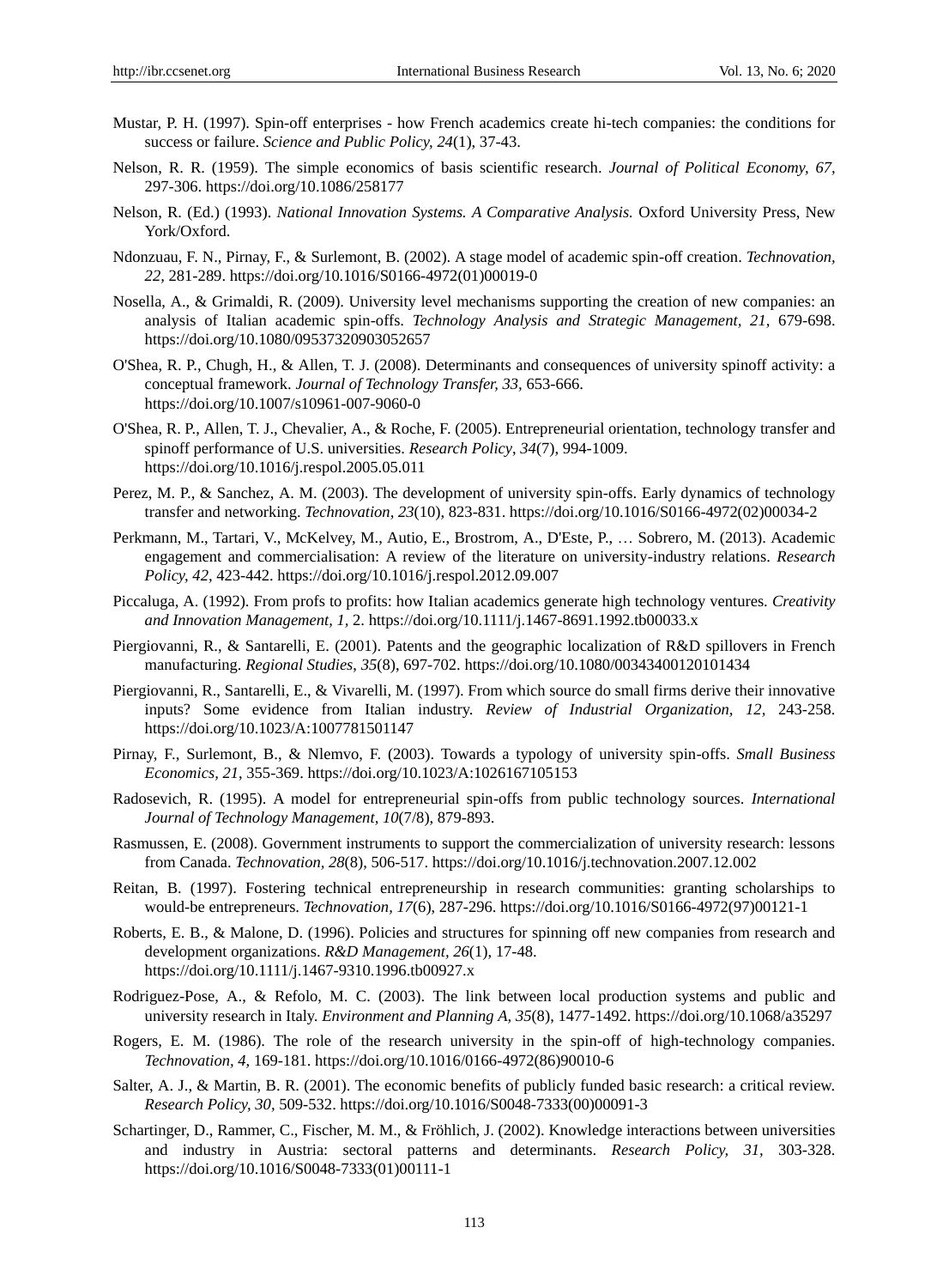Mustar, P. H. (1997). Spin-off enterprises - how French academics create hi-tech companies: the conditions for success or failure. *Science and Public Policy, 24*(1), 37-43.

Nelson, R. R. (1959). The simple economics of basis scientific research. *Journal of Political Economy, 67,* 297-306. https://doi.org/10.1086/258177

Nelson, R. (Ed.) (1993). *National Innovation Systems. A Comparative Analysis.* Oxford University Press, New York/Oxford.

Ndonzuau, F. N., Pirnay, F., & Surlemont, B. (2002). A stage model of academic spin-off creation. *Technovation, 22,* 281-289. https://doi.org/10.1016/S0166-4972(01)00019-0

Nosella, A., & Grimaldi, R. (2009). University level mechanisms supporting the creation of new companies: an analysis of Italian academic spin-offs. *Technology Analysis and Strategic Management, 21,* 679-698. https://doi.org/10.1080/09537320903052657

O'Shea, R. P., Chugh, H., & Allen, T. J. (2008). Determinants and consequences of university spinoff activity: a conceptual framework. *Journal of Technology Transfer, 33,* 653-666. https://doi.org/10.1007/s10961-007-9060-0

O'Shea, R. P., Allen, T. J., Chevalier, A., & Roche, F. (2005). Entrepreneurial orientation, technology transfer and spinoff performance of U.S. universities. *Research Policy, 34*(7), 994-1009. https://doi.org/10.1016/j.respol.2005.05.011

Perez, M. P., & Sanchez, A. M. (2003). The development of university spin-offs. Early dynamics of technology transfer and networking. *Technovation, 23*(10), 823-831. https://doi.org/10.1016/S0166-4972(02)00034-2

Perkmann, M., Tartari, V., McKelvey, M., Autio, E., Brostrom, A., D'Este, P., … Sobrero, M. (2013). Academic engagement and commercialisation: A review of the literature on university-industry relations. *Research Policy, 42,* 423-442. https://doi.org/10.1016/j.respol.2012.09.007

Piccaluga, A. (1992). From profs to profits: how Italian academics generate high technology ventures. *Creativity and Innovation Management, 1,* 2. https://doi.org/10.1111/j.1467-8691.1992.tb00033.x

Piergiovanni, R., & Santarelli, E. (2001). Patents and the geographic localization of R&D spillovers in French manufacturing. *Regional Studies, 35*(8), 697-702. https://doi.org/10.1080/00343400120101434

Piergiovanni, R., Santarelli, E., & Vivarelli, M. (1997). From which source do small firms derive their innovative inputs? Some evidence from Italian industry. *Review of Industrial Organization, 12,* 243-258. https://doi.org/10.1023/A:1007781501147

Pirnay, F., Surlemont, B., & Nlemvo, F. (2003). Towards a typology of university spin-offs. *Small Business Economics, 21,* 355-369. https://doi.org/10.1023/A:1026167105153

Radosevich, R. (1995). A model for entrepreneurial spin-offs from public technology sources. *International Journal of Technology Management, 10*(7/8), 879-893.

Rasmussen, E. (2008). Government instruments to support the commercialization of university research: lessons from Canada. *Technovation, 28*(8), 506-517. https://doi.org/10.1016/j.technovation.2007.12.002

Reitan, B. (1997). Fostering technical entrepreneurship in research communities: granting scholarships to would-be entrepreneurs. *Technovation, 17*(6), 287-296. https://doi.org/10.1016/S0166-4972(97)00121-1

Roberts, E. B., & Malone, D. (1996). Policies and structures for spinning off new companies from research and development organizations. *R&D Management, 26*(1), 17-48. https://doi.org/10.1111/j.1467-9310.1996.tb00927.x

Rodriguez-Pose, A., & Refolo, M. C. (2003). The link between local production systems and public and university research in Italy. *Environment and Planning A, 35*(8), 1477-1492. https://doi.org/10.1068/a35297

Rogers, E. M. (1986). The role of the research university in the spin-off of high-technology companies. *Technovation, 4,* 169-181. https://doi.org/10.1016/0166-4972(86)90010-6

Salter, A. J., & Martin, B. R. (2001). The economic benefits of publicly funded basic research: a critical review. *Research Policy, 30,* 509-532. https://doi.org/10.1016/S0048-7333(00)00091-3

Schartinger, D., Rammer, C., Fischer, M. M., & Fröhlich, J. (2002). Knowledge interactions between universities and industry in Austria: sectoral patterns and determinants. *Research Policy, 31,* 303-328. https://doi.org/10.1016/S0048-7333(01)00111-1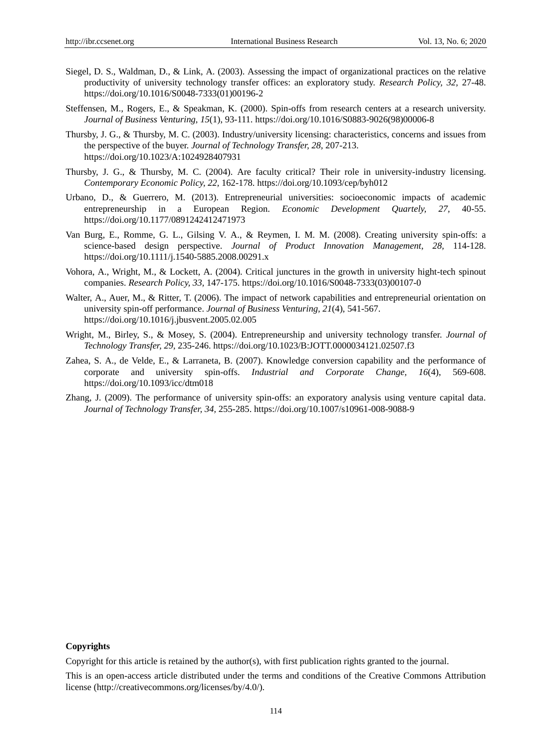Siegel, D. S., Waldman, D., & Link, A. (2003). Assessing the impact of organizational practices on the relative productivity of university technology transfer offices: an exploratory study. *Research Policy, 32,* 27-48. https://doi.org/10.1016/S0048-7333(01)00196-2

Steffensen, M., Rogers, E., & Speakman, K. (2000). Spin-offs from research centers at a research university. *Journal of Business Venturing, 15*(1), 93-111. https://doi.org/10.1016/S0883-9026(98)00006-8

Thursby, J. G., & Thursby, M. C. (2003). Industry/university licensing: characteristics, concerns and issues from the perspective of the buyer. *Journal of Technology Transfer, 28,* 207-213. https://doi.org/10.1023/A:1024928407931

Thursby, J. G., & Thursby, M. C. (2004). Are faculty critical? Their role in university-industry licensing. *Contemporary Economic Policy, 22,* 162-178. https://doi.org/10.1093/cep/byh012

Urbano, D., & Guerrero, M. (2013). Entrepreneurial universities: socioeconomic impacts of academic entrepreneurship in a European Region. *Economic Development Quartely, 27,* 40-55. https://doi.org/10.1177/0891242412471973

Van Burg, E., Romme, G. L., Gilsing V. A., & Reymen, I. M. M. (2008). Creating university spin-offs: a science-based design perspective. *Journal of Product Innovation Management, 28,* 114-128. https://doi.org/10.1111/j.1540-5885.2008.00291.x

Vohora, A., Wright, M., & Lockett, A. (2004). Critical junctures in the growth in university hight-tech spinout companies. *Research Policy, 33,* 147-175. https://doi.org/10.1016/S0048-7333(03)00107-0

Walter, A., Auer, M., & Ritter, T. (2006). The impact of network capabilities and entrepreneurial orientation on university spin-off performance. *Journal of Business Venturing, 21*(4), 541-567. https://doi.org/10.1016/j.jbusvent.2005.02.005

Wright, M., Birley, S., & Mosey, S. (2004). Entrepreneurship and university technology transfer. *Journal of Technology Transfer, 29,* 235-246. https://doi.org/10.1023/B:JOTT.0000034121.02507.f3

Zahea, S. A., de Velde, E., & Larraneta, B. (2007). Knowledge conversion capability and the performance of corporate and university spin-offs. *Industrial and Corporate Change, 16*(4), 569-608. https://doi.org/10.1093/icc/dtm018

Zhang, J. (2009). The performance of university spin-offs: an exporatory analysis using venture capital data. *Journal of Technology Transfer, 34,* 255-285. https://doi.org/10.1007/s10961-008-9088-9

**Copyrights**

Copyright for this article is retained by the author(s), with first publication rights granted to the journal.

This is an open-access article distributed under the terms and conditions of the Creative Commons Attribution license (http://creativecommons.org/licenses/by/4.0/).